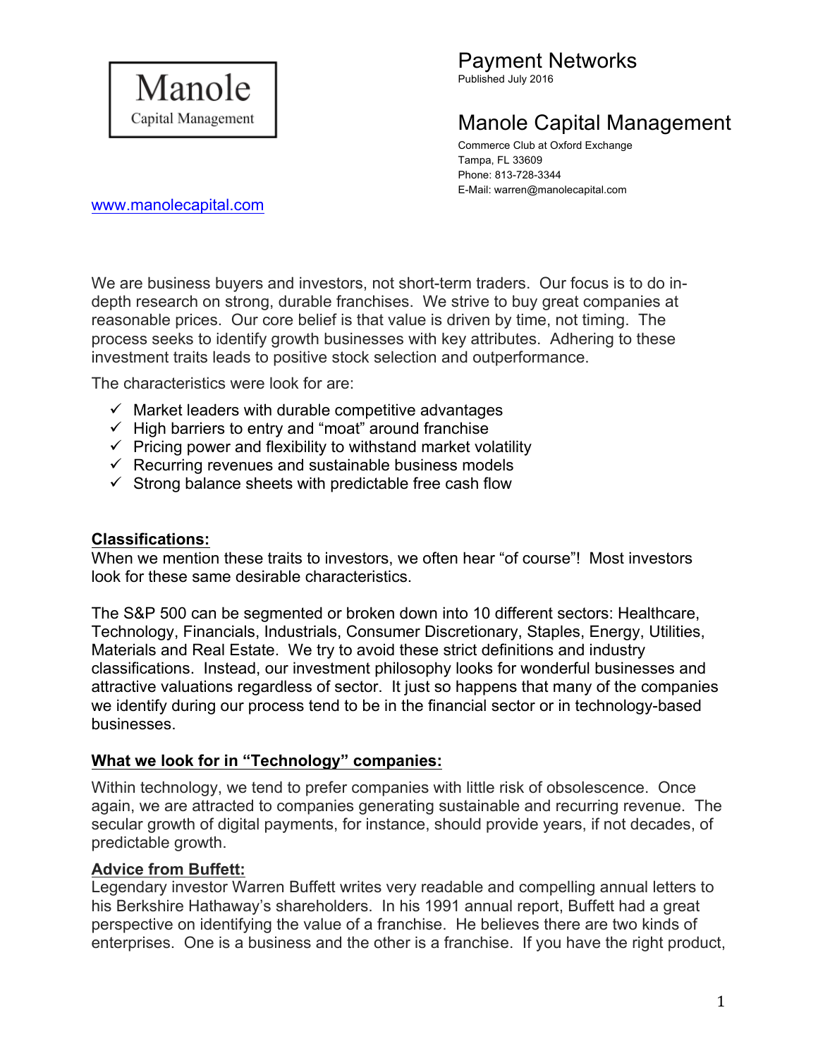Manole
Capital Management

# Payment Networks

Published July 2016

## Manole Capital Management

Commerce Club at Oxford Exchange
Tampa, FL 33609
Phone: 813-728-3344
E-Mail: warren@manolecapital.com

www.manolecapital.com

We are business buyers and investors, not short-term traders. Our focus is to do in-depth research on strong, durable franchises. We strive to buy great companies at reasonable prices. Our core belief is that value is driven by time, not timing. The process seeks to identify growth businesses with key attributes. Adhering to these investment traits leads to positive stock selection and outperformance.

The characteristics were look for are:

- ✓ Market leaders with durable competitive advantages
- ✓ High barriers to entry and "moat" around franchise
- ✓ Pricing power and flexibility to withstand market volatility
- ✓ Recurring revenues and sustainable business models
- ✓ Strong balance sheets with predictable free cash flow

**Classifications:**

When we mention these traits to investors, we often hear "of course"! Most investors look for these same desirable characteristics.

The S&P 500 can be segmented or broken down into 10 different sectors: Healthcare, Technology, Financials, Industrials, Consumer Discretionary, Staples, Energy, Utilities, Materials and Real Estate. We try to avoid these strict definitions and industry classifications. Instead, our investment philosophy looks for wonderful businesses and attractive valuations regardless of sector. It just so happens that many of the companies we identify during our process tend to be in the financial sector or in technology-based businesses.

**What we look for in "Technology" companies:**

Within technology, we tend to prefer companies with little risk of obsolescence. Once again, we are attracted to companies generating sustainable and recurring revenue. The secular growth of digital payments, for instance, should provide years, if not decades, of predictable growth.

**Advice from Buffett:**

Legendary investor Warren Buffett writes very readable and compelling annual letters to his Berkshire Hathaway's shareholders. In his 1991 annual report, Buffett had a great perspective on identifying the value of a franchise. He believes there are two kinds of enterprises. One is a business and the other is a franchise. If you have the right product,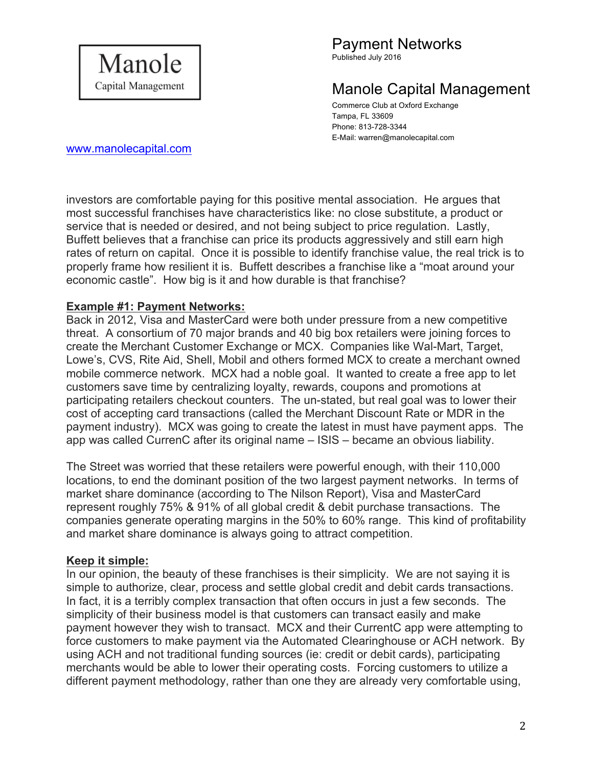investors are comfortable paying for this positive mental association. He argues that most successful franchises have characteristics like: no close substitute, a product or service that is needed or desired, and not being subject to price regulation. Lastly, Buffett believes that a franchise can price its products aggressively and still earn high rates of return on capital. Once it is possible to identify franchise value, the real trick is to properly frame how resilient it is. Buffett describes a franchise like a "moat around your economic castle". How big is it and how durable is that franchise?

**Example #1: Payment Networks:**

Back in 2012, Visa and MasterCard were both under pressure from a new competitive threat. A consortium of 70 major brands and 40 big box retailers were joining forces to create the Merchant Customer Exchange or MCX. Companies like Wal-Mart, Target, Lowe's, CVS, Rite Aid, Shell, Mobil and others formed MCX to create a merchant owned mobile commerce network. MCX had a noble goal. It wanted to create a free app to let customers save time by centralizing loyalty, rewards, coupons and promotions at participating retailers checkout counters. The un-stated, but real goal was to lower their cost of accepting card transactions (called the Merchant Discount Rate or MDR in the payment industry). MCX was going to create the latest in must have payment apps. The app was called CurrenC after its original name – ISIS – became an obvious liability.

The Street was worried that these retailers were powerful enough, with their 110,000 locations, to end the dominant position of the two largest payment networks. In terms of market share dominance (according to The Nilson Report), Visa and MasterCard represent roughly 75% & 91% of all global credit & debit purchase transactions. The companies generate operating margins in the 50% to 60% range. This kind of profitability and market share dominance is always going to attract competition.

**Keep it simple:**

In our opinion, the beauty of these franchises is their simplicity. We are not saying it is simple to authorize, clear, process and settle global credit and debit cards transactions. In fact, it is a terribly complex transaction that often occurs in just a few seconds. The simplicity of their business model is that customers can transact easily and make payment however they wish to transact. MCX and their CurrentC app were attempting to force customers to make payment via the Automated Clearinghouse or ACH network. By using ACH and not traditional funding sources (ie: credit or debit cards), participating merchants would be able to lower their operating costs. Forcing customers to utilize a different payment methodology, rather than one they are already very comfortable using,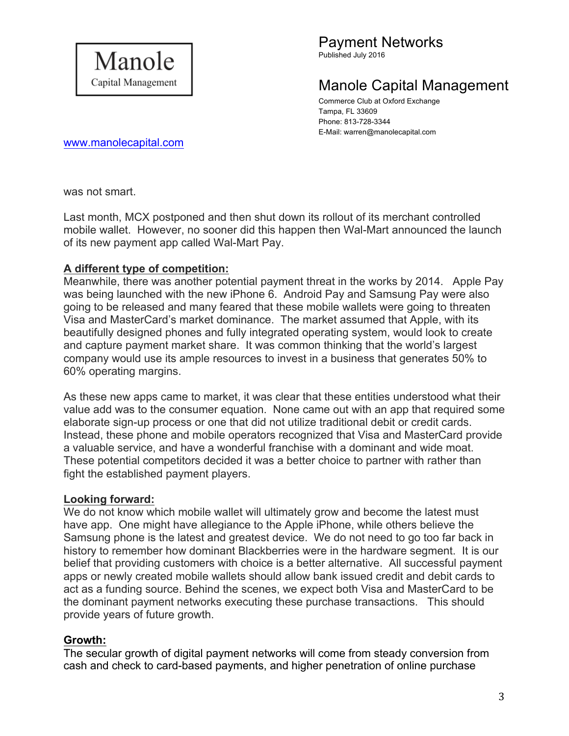was not smart.

Last month, MCX postponed and then shut down its rollout of its merchant controlled mobile wallet. However, no sooner did this happen then Wal-Mart announced the launch of its new payment app called Wal-Mart Pay.

**A different type of competition:**

Meanwhile, there was another potential payment threat in the works by 2014. Apple Pay was being launched with the new iPhone 6. Android Pay and Samsung Pay were also going to be released and many feared that these mobile wallets were going to threaten Visa and MasterCard's market dominance. The market assumed that Apple, with its beautifully designed phones and fully integrated operating system, would look to create and capture payment market share. It was common thinking that the world's largest company would use its ample resources to invest in a business that generates 50% to 60% operating margins.

As these new apps came to market, it was clear that these entities understood what their value add was to the consumer equation. None came out with an app that required some elaborate sign-up process or one that did not utilize traditional debit or credit cards. Instead, these phone and mobile operators recognized that Visa and MasterCard provide a valuable service, and have a wonderful franchise with a dominant and wide moat. These potential competitors decided it was a better choice to partner with rather than fight the established payment players.

**Looking forward:**

We do not know which mobile wallet will ultimately grow and become the latest must have app. One might have allegiance to the Apple iPhone, while others believe the Samsung phone is the latest and greatest device. We do not need to go too far back in history to remember how dominant Blackberries were in the hardware segment. It is our belief that providing customers with choice is a better alternative. All successful payment apps or newly created mobile wallets should allow bank issued credit and debit cards to act as a funding source. Behind the scenes, we expect both Visa and MasterCard to be the dominant payment networks executing these purchase transactions. This should provide years of future growth.

**Growth:**

The secular growth of digital payment networks will come from steady conversion from cash and check to card-based payments, and higher penetration of online purchase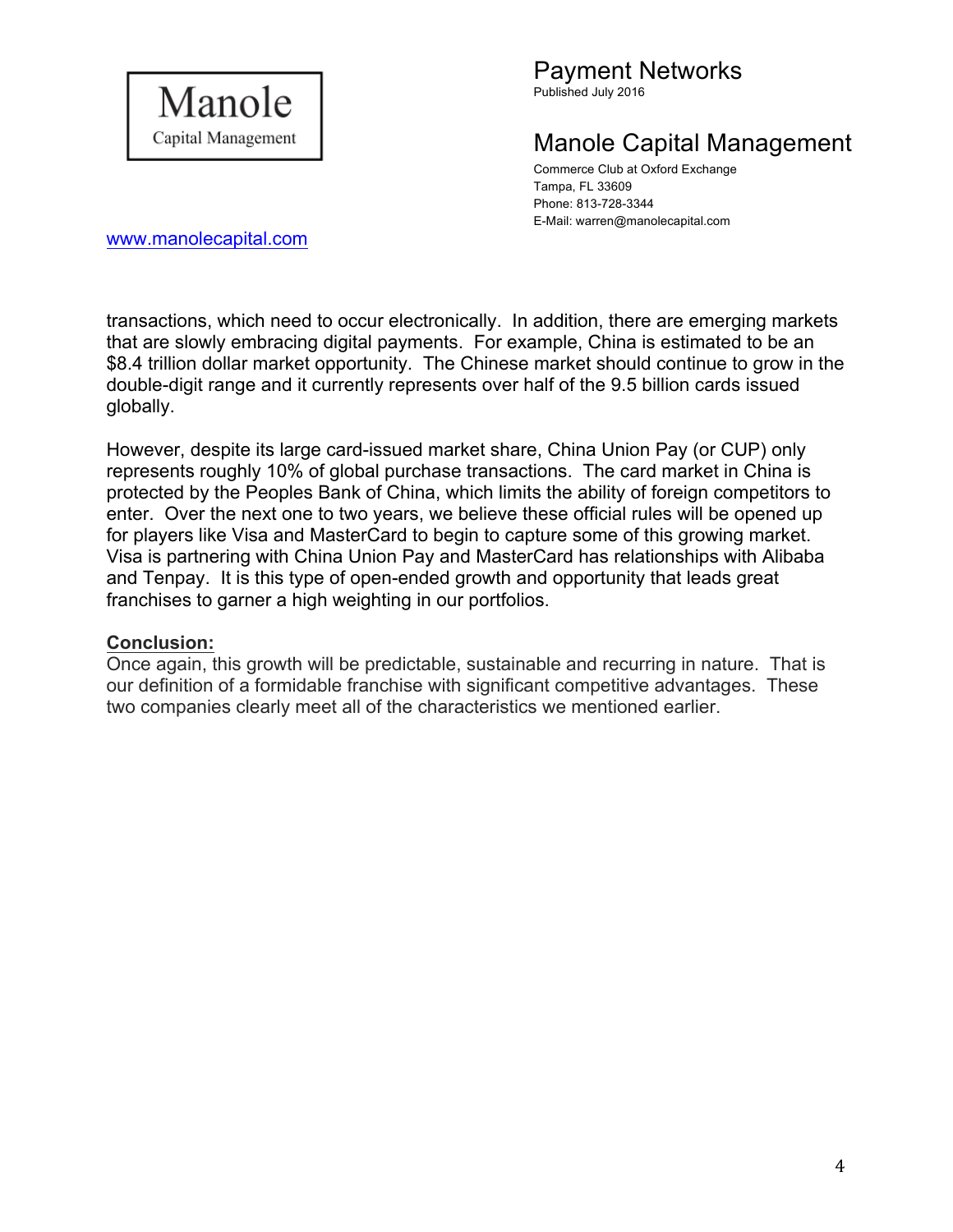transactions, which need to occur electronically. In addition, there are emerging markets that are slowly embracing digital payments. For example, China is estimated to be an $8.4 trillion dollar market opportunity. The Chinese market should continue to grow in the double-digit range and it currently represents over half of the 9.5 billion cards issued globally.

However, despite its large card-issued market share, China Union Pay (or CUP) only represents roughly 10% of global purchase transactions. The card market in China is protected by the Peoples Bank of China, which limits the ability of foreign competitors to enter. Over the next one to two years, we believe these official rules will be opened up for players like Visa and MasterCard to begin to capture some of this growing market. Visa is partnering with China Union Pay and MasterCard has relationships with Alibaba and Tenpay. It is this type of open-ended growth and opportunity that leads great franchises to garner a high weighting in our portfolios.

**Conclusion:**

Once again, this growth will be predictable, sustainable and recurring in nature. That is our definition of a formidable franchise with significant competitive advantages. These two companies clearly meet all of the characteristics we mentioned earlier.